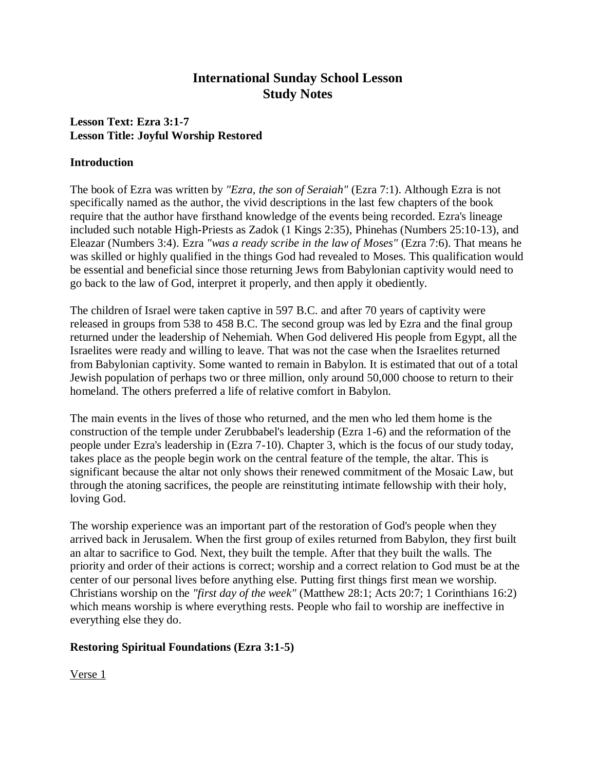# International Sunday School Lesson
# Study Notes

**Lesson Text: Ezra 3:1-7**
**Lesson Title: Joyful Worship Restored**

## Introduction

The book of Ezra was written by *"Ezra, the son of Seraiah"* (Ezra 7:1). Although Ezra is not specifically named as the author, the vivid descriptions in the last few chapters of the book require that the author have firsthand knowledge of the events being recorded. Ezra's lineage included such notable High-Priests as Zadok (1 Kings 2:35), Phinehas (Numbers 25:10-13), and Eleazar (Numbers 3:4). Ezra *"was a ready scribe in the law of Moses"* (Ezra 7:6). That means he was skilled or highly qualified in the things God had revealed to Moses. This qualification would be essential and beneficial since those returning Jews from Babylonian captivity would need to go back to the law of God, interpret it properly, and then apply it obediently.

The children of Israel were taken captive in 597 B.C. and after 70 years of captivity were released in groups from 538 to 458 B.C. The second group was led by Ezra and the final group returned under the leadership of Nehemiah. When God delivered His people from Egypt, all the Israelites were ready and willing to leave. That was not the case when the Israelites returned from Babylonian captivity. Some wanted to remain in Babylon. It is estimated that out of a total Jewish population of perhaps two or three million, only around 50,000 choose to return to their homeland. The others preferred a life of relative comfort in Babylon.

The main events in the lives of those who returned, and the men who led them home is the construction of the temple under Zerubbabel's leadership (Ezra 1-6) and the reformation of the people under Ezra's leadership in (Ezra 7-10). Chapter 3, which is the focus of our study today, takes place as the people begin work on the central feature of the temple, the altar. This is significant because the altar not only shows their renewed commitment of the Mosaic Law, but through the atoning sacrifices, the people are reinstituting intimate fellowship with their holy, loving God.

The worship experience was an important part of the restoration of God's people when they arrived back in Jerusalem. When the first group of exiles returned from Babylon, they first built an altar to sacrifice to God. Next, they built the temple. After that they built the walls. The priority and order of their actions is correct; worship and a correct relation to God must be at the center of our personal lives before anything else. Putting first things first mean we worship. Christians worship on the *"first day of the week"* (Matthew 28:1; Acts 20:7; 1 Corinthians 16:2) which means worship is where everything rests. People who fail to worship are ineffective in everything else they do.

## Restoring Spiritual Foundations (Ezra 3:1-5)

<u>Verse 1</u>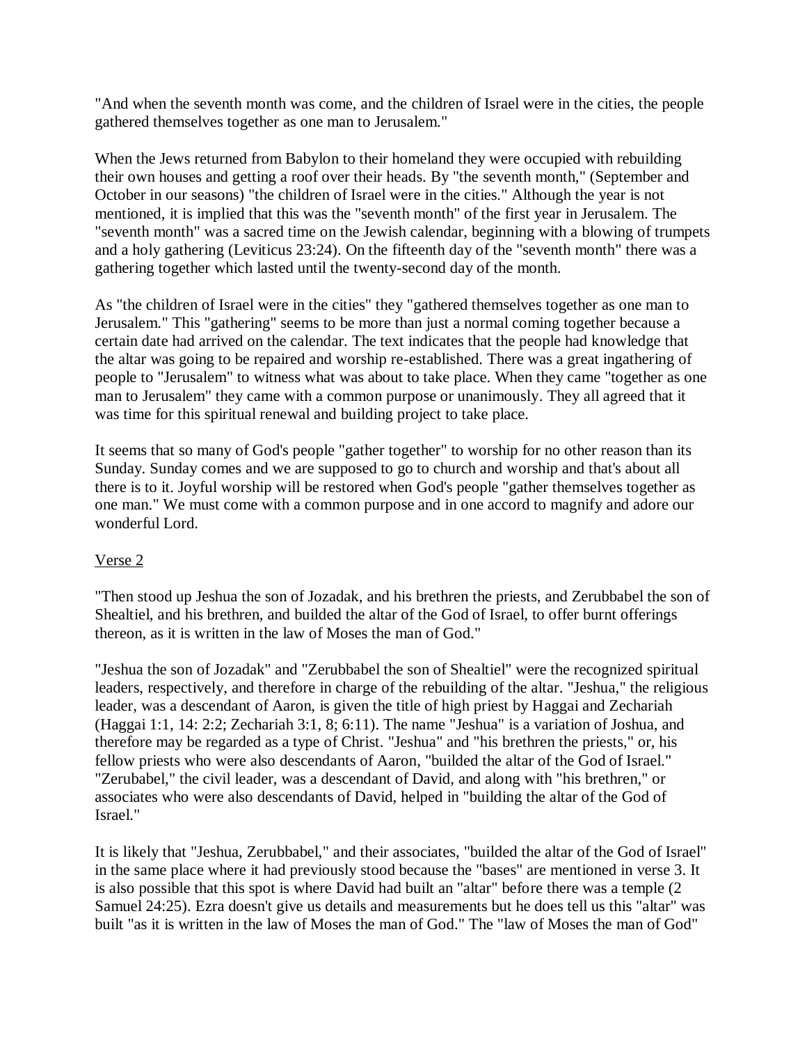"And when the seventh month was come, and the children of Israel were in the cities, the people gathered themselves together as one man to Jerusalem."

When the Jews returned from Babylon to their homeland they were occupied with rebuilding their own houses and getting a roof over their heads. By "the seventh month," (September and October in our seasons) "the children of Israel were in the cities." Although the year is not mentioned, it is implied that this was the "seventh month" of the first year in Jerusalem. The "seventh month" was a sacred time on the Jewish calendar, beginning with a blowing of trumpets and a holy gathering (Leviticus 23:24). On the fifteenth day of the "seventh month" there was a gathering together which lasted until the twenty-second day of the month.

As "the children of Israel were in the cities" they "gathered themselves together as one man to Jerusalem." This "gathering" seems to be more than just a normal coming together because a certain date had arrived on the calendar. The text indicates that the people had knowledge that the altar was going to be repaired and worship re-established. There was a great ingathering of people to "Jerusalem" to witness what was about to take place. When they came "together as one man to Jerusalem" they came with a common purpose or unanimously. They all agreed that it was time for this spiritual renewal and building project to take place.

It seems that so many of God's people "gather together" to worship for no other reason than its Sunday. Sunday comes and we are supposed to go to church and worship and that's about all there is to it. Joyful worship will be restored when God's people "gather themselves together as one man." We must come with a common purpose and in one accord to magnify and adore our wonderful Lord.

Verse 2

"Then stood up Jeshua the son of Jozadak, and his brethren the priests, and Zerubbabel the son of Shealtiel, and his brethren, and builded the altar of the God of Israel, to offer burnt offerings thereon, as it is written in the law of Moses the man of God."

"Jeshua the son of Jozadak" and "Zerubbabel the son of Shealtiel" were the recognized spiritual leaders, respectively, and therefore in charge of the rebuilding of the altar. "Jeshua," the religious leader, was a descendant of Aaron, is given the title of high priest by Haggai and Zechariah (Haggai 1:1, 14: 2:2; Zechariah 3:1, 8; 6:11). The name "Jeshua" is a variation of Joshua, and therefore may be regarded as a type of Christ. "Jeshua" and "his brethren the priests," or, his fellow priests who were also descendants of Aaron, "builded the altar of the God of Israel." "Zerubabel," the civil leader, was a descendant of David, and along with "his brethren," or associates who were also descendants of David, helped in "building the altar of the God of Israel."

It is likely that "Jeshua, Zerubbabel," and their associates, "builded the altar of the God of Israel" in the same place where it had previously stood because the "bases" are mentioned in verse 3. It is also possible that this spot is where David had built an "altar" before there was a temple (2 Samuel 24:25). Ezra doesn't give us details and measurements but he does tell us this "altar" was built "as it is written in the law of Moses the man of God." The "law of Moses the man of God"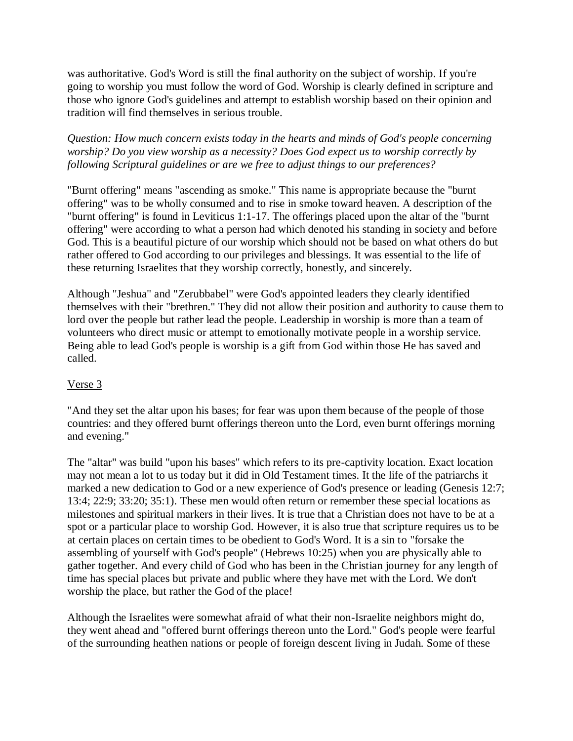was authoritative. God's Word is still the final authority on the subject of worship. If you're going to worship you must follow the word of God. Worship is clearly defined in scripture and those who ignore God's guidelines and attempt to establish worship based on their opinion and tradition will find themselves in serious trouble.

*Question: How much concern exists today in the hearts and minds of God's people concerning worship? Do you view worship as a necessity? Does God expect us to worship correctly by following Scriptural guidelines or are we free to adjust things to our preferences?*

"Burnt offering" means "ascending as smoke." This name is appropriate because the "burnt offering" was to be wholly consumed and to rise in smoke toward heaven. A description of the "burnt offering" is found in Leviticus 1:1-17. The offerings placed upon the altar of the "burnt offering" were according to what a person had which denoted his standing in society and before God. This is a beautiful picture of our worship which should not be based on what others do but rather offered to God according to our privileges and blessings. It was essential to the life of these returning Israelites that they worship correctly, honestly, and sincerely.

Although "Jeshua" and "Zerubbabel" were God's appointed leaders they clearly identified themselves with their "brethren." They did not allow their position and authority to cause them to lord over the people but rather lead the people. Leadership in worship is more than a team of volunteers who direct music or attempt to emotionally motivate people in a worship service. Being able to lead God's people is worship is a gift from God within those He has saved and called.

<u>Verse 3</u>

"And they set the altar upon his bases; for fear was upon them because of the people of those countries: and they offered burnt offerings thereon unto the Lord, even burnt offerings morning and evening."

The "altar" was build "upon his bases" which refers to its pre-captivity location. Exact location may not mean a lot to us today but it did in Old Testament times. It the life of the patriarchs it marked a new dedication to God or a new experience of God's presence or leading (Genesis 12:7; 13:4; 22:9; 33:20; 35:1). These men would often return or remember these special locations as milestones and spiritual markers in their lives. It is true that a Christian does not have to be at a spot or a particular place to worship God. However, it is also true that scripture requires us to be at certain places on certain times to be obedient to God's Word. It is a sin to "forsake the assembling of yourself with God's people" (Hebrews 10:25) when you are physically able to gather together. And every child of God who has been in the Christian journey for any length of time has special places but private and public where they have met with the Lord. We don't worship the place, but rather the God of the place!

Although the Israelites were somewhat afraid of what their non-Israelite neighbors might do, they went ahead and "offered burnt offerings thereon unto the Lord." God's people were fearful of the surrounding heathen nations or people of foreign descent living in Judah. Some of these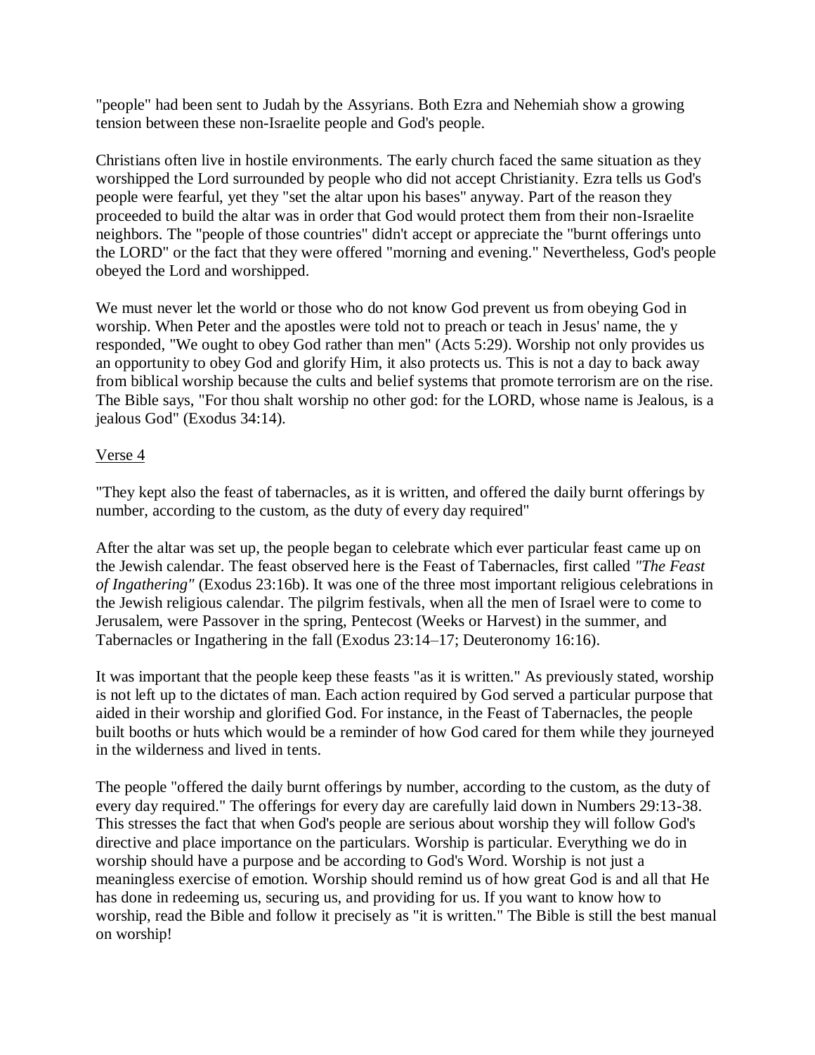"people" had been sent to Judah by the Assyrians. Both Ezra and Nehemiah show a growing tension between these non-Israelite people and God's people.

Christians often live in hostile environments. The early church faced the same situation as they worshipped the Lord surrounded by people who did not accept Christianity. Ezra tells us God's people were fearful, yet they "set the altar upon his bases" anyway. Part of the reason they proceeded to build the altar was in order that God would protect them from their non-Israelite neighbors. The "people of those countries" didn't accept or appreciate the "burnt offerings unto the LORD" or the fact that they were offered "morning and evening." Nevertheless, God's people obeyed the Lord and worshipped.

We must never let the world or those who do not know God prevent us from obeying God in worship. When Peter and the apostles were told not to preach or teach in Jesus' name, the y responded, "We ought to obey God rather than men" (Acts 5:29). Worship not only provides us an opportunity to obey God and glorify Him, it also protects us. This is not a day to back away from biblical worship because the cults and belief systems that promote terrorism are on the rise. The Bible says, "For thou shalt worship no other god: for the LORD, whose name is Jealous, is a jealous God" (Exodus 34:14).

<u>Verse 4</u>

"They kept also the feast of tabernacles, as it is written, and offered the daily burnt offerings by number, according to the custom, as the duty of every day required"

After the altar was set up, the people began to celebrate which ever particular feast came up on the Jewish calendar. The feast observed here is the Feast of Tabernacles, first called *"The Feast of Ingathering"* (Exodus 23:16b). It was one of the three most important religious celebrations in the Jewish religious calendar. The pilgrim festivals, when all the men of Israel were to come to Jerusalem, were Passover in the spring, Pentecost (Weeks or Harvest) in the summer, and Tabernacles or Ingathering in the fall (Exodus 23:14–17; Deuteronomy 16:16).

It was important that the people keep these feasts "as it is written." As previously stated, worship is not left up to the dictates of man. Each action required by God served a particular purpose that aided in their worship and glorified God. For instance, in the Feast of Tabernacles, the people built booths or huts which would be a reminder of how God cared for them while they journeyed in the wilderness and lived in tents.

The people "offered the daily burnt offerings by number, according to the custom, as the duty of every day required." The offerings for every day are carefully laid down in Numbers 29:13-38. This stresses the fact that when God's people are serious about worship they will follow God's directive and place importance on the particulars. Worship is particular. Everything we do in worship should have a purpose and be according to God's Word. Worship is not just a meaningless exercise of emotion. Worship should remind us of how great God is and all that He has done in redeeming us, securing us, and providing for us. If you want to know how to worship, read the Bible and follow it precisely as "it is written." The Bible is still the best manual on worship!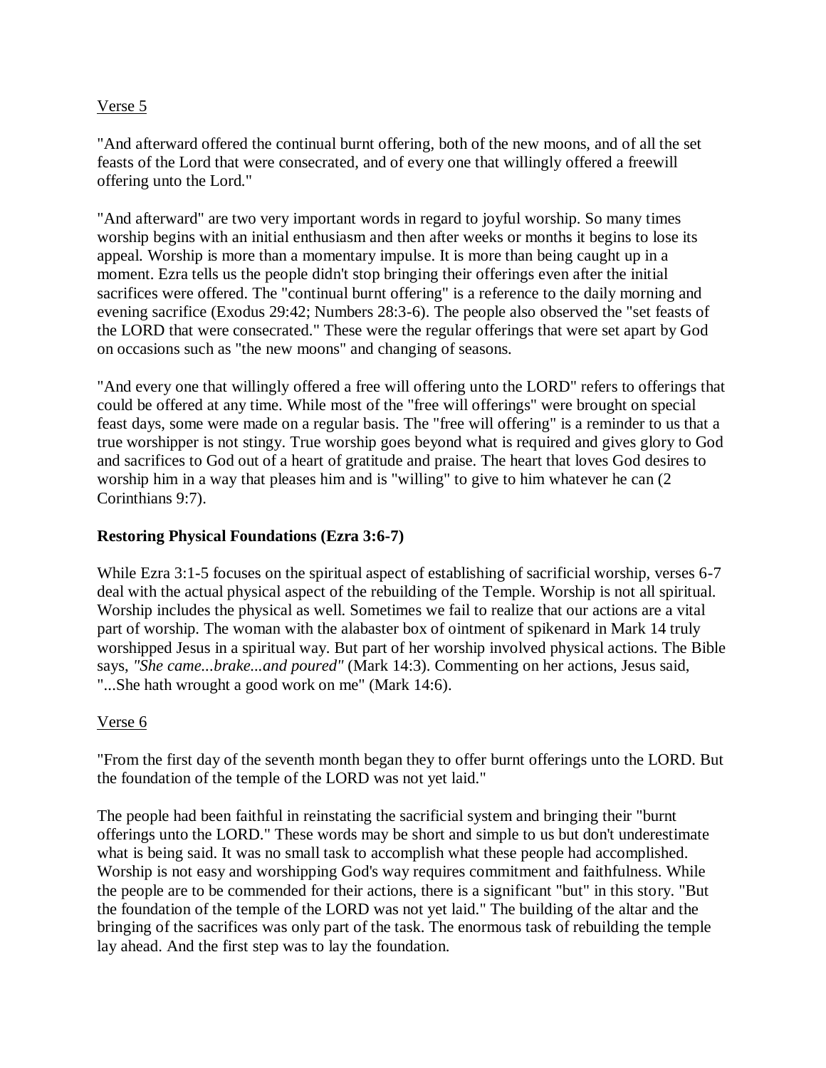<u>Verse 5</u>

"And afterward offered the continual burnt offering, both of the new moons, and of all the set feasts of the Lord that were consecrated, and of every one that willingly offered a freewill offering unto the Lord."

"And afterward" are two very important words in regard to joyful worship. So many times worship begins with an initial enthusiasm and then after weeks or months it begins to lose its appeal. Worship is more than a momentary impulse. It is more than being caught up in a moment. Ezra tells us the people didn't stop bringing their offerings even after the initial sacrifices were offered. The "continual burnt offering" is a reference to the daily morning and evening sacrifice (Exodus 29:42; Numbers 28:3-6). The people also observed the "set feasts of the LORD that were consecrated." These were the regular offerings that were set apart by God on occasions such as "the new moons" and changing of seasons.

"And every one that willingly offered a free will offering unto the LORD" refers to offerings that could be offered at any time. While most of the "free will offerings" were brought on special feast days, some were made on a regular basis. The "free will offering" is a reminder to us that a true worshipper is not stingy. True worship goes beyond what is required and gives glory to God and sacrifices to God out of a heart of gratitude and praise. The heart that loves God desires to worship him in a way that pleases him and is "willing" to give to him whatever he can (2 Corinthians 9:7).

**Restoring Physical Foundations (Ezra 3:6-7)**

While Ezra 3:1-5 focuses on the spiritual aspect of establishing of sacrificial worship, verses 6-7 deal with the actual physical aspect of the rebuilding of the Temple. Worship is not all spiritual. Worship includes the physical as well. Sometimes we fail to realize that our actions are a vital part of worship. The woman with the alabaster box of ointment of spikenard in Mark 14 truly worshipped Jesus in a spiritual way. But part of her worship involved physical actions. The Bible says, *"She came...brake...and poured"* (Mark 14:3). Commenting on her actions, Jesus said, "...She hath wrought a good work on me" (Mark 14:6).

<u>Verse 6</u>

"From the first day of the seventh month began they to offer burnt offerings unto the LORD. But the foundation of the temple of the LORD was not yet laid."

The people had been faithful in reinstating the sacrificial system and bringing their "burnt offerings unto the LORD." These words may be short and simple to us but don't underestimate what is being said. It was no small task to accomplish what these people had accomplished. Worship is not easy and worshipping God's way requires commitment and faithfulness. While the people are to be commended for their actions, there is a significant "but" in this story. "But the foundation of the temple of the LORD was not yet laid." The building of the altar and the bringing of the sacrifices was only part of the task. The enormous task of rebuilding the temple lay ahead. And the first step was to lay the foundation.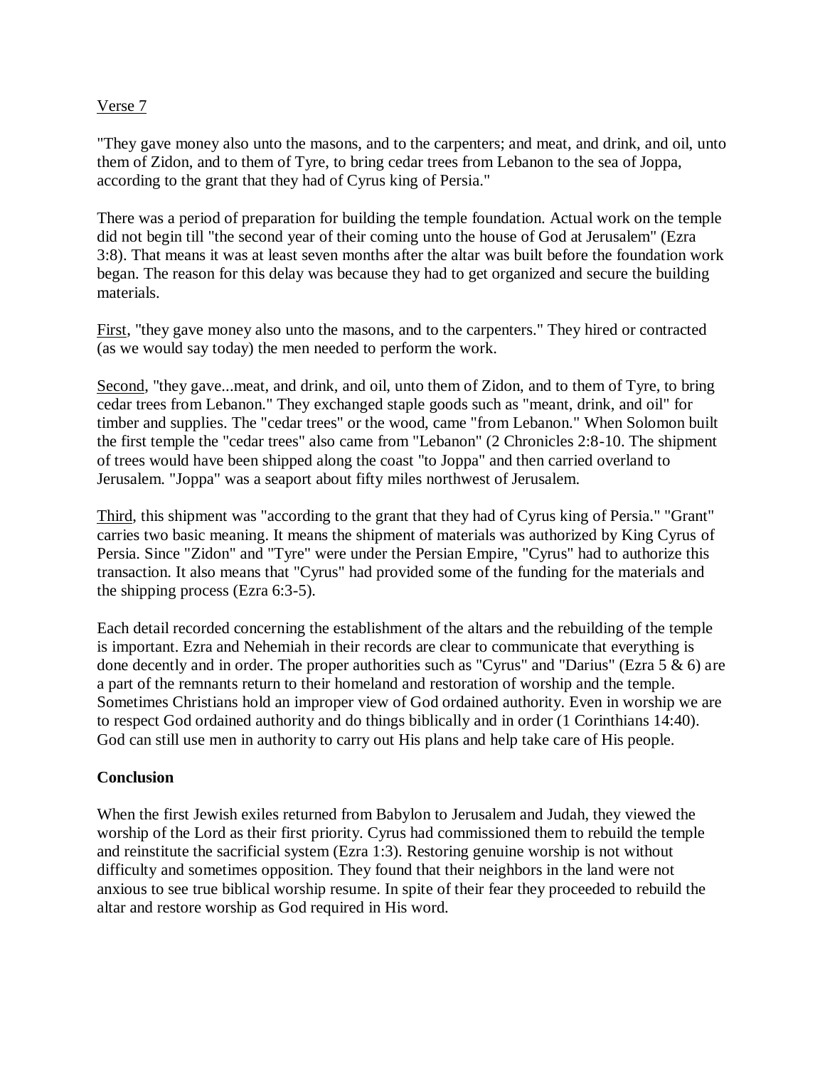Verse 7

"They gave money also unto the masons, and to the carpenters; and meat, and drink, and oil, unto them of Zidon, and to them of Tyre, to bring cedar trees from Lebanon to the sea of Joppa, according to the grant that they had of Cyrus king of Persia."

There was a period of preparation for building the temple foundation. Actual work on the temple did not begin till "the second year of their coming unto the house of God at Jerusalem" (Ezra 3:8). That means it was at least seven months after the altar was built before the foundation work began. The reason for this delay was because they had to get organized and secure the building materials.

First, "they gave money also unto the masons, and to the carpenters." They hired or contracted (as we would say today) the men needed to perform the work.

Second, "they gave...meat, and drink, and oil, unto them of Zidon, and to them of Tyre, to bring cedar trees from Lebanon." They exchanged staple goods such as "meant, drink, and oil" for timber and supplies. The "cedar trees" or the wood, came "from Lebanon." When Solomon built the first temple the "cedar trees" also came from "Lebanon" (2 Chronicles 2:8-10. The shipment of trees would have been shipped along the coast "to Joppa" and then carried overland to Jerusalem. "Joppa" was a seaport about fifty miles northwest of Jerusalem.

Third, this shipment was "according to the grant that they had of Cyrus king of Persia." "Grant" carries two basic meaning. It means the shipment of materials was authorized by King Cyrus of Persia. Since "Zidon" and "Tyre" were under the Persian Empire, "Cyrus" had to authorize this transaction. It also means that "Cyrus" had provided some of the funding for the materials and the shipping process (Ezra 6:3-5).

Each detail recorded concerning the establishment of the altars and the rebuilding of the temple is important. Ezra and Nehemiah in their records are clear to communicate that everything is done decently and in order. The proper authorities such as "Cyrus" and "Darius" (Ezra 5 & 6) are a part of the remnants return to their homeland and restoration of worship and the temple. Sometimes Christians hold an improper view of God ordained authority. Even in worship we are to respect God ordained authority and do things biblically and in order (1 Corinthians 14:40). God can still use men in authority to carry out His plans and help take care of His people.

**Conclusion**

When the first Jewish exiles returned from Babylon to Jerusalem and Judah, they viewed the worship of the Lord as their first priority. Cyrus had commissioned them to rebuild the temple and reinstitute the sacrificial system (Ezra 1:3). Restoring genuine worship is not without difficulty and sometimes opposition. They found that their neighbors in the land were not anxious to see true biblical worship resume. In spite of their fear they proceeded to rebuild the altar and restore worship as God required in His word.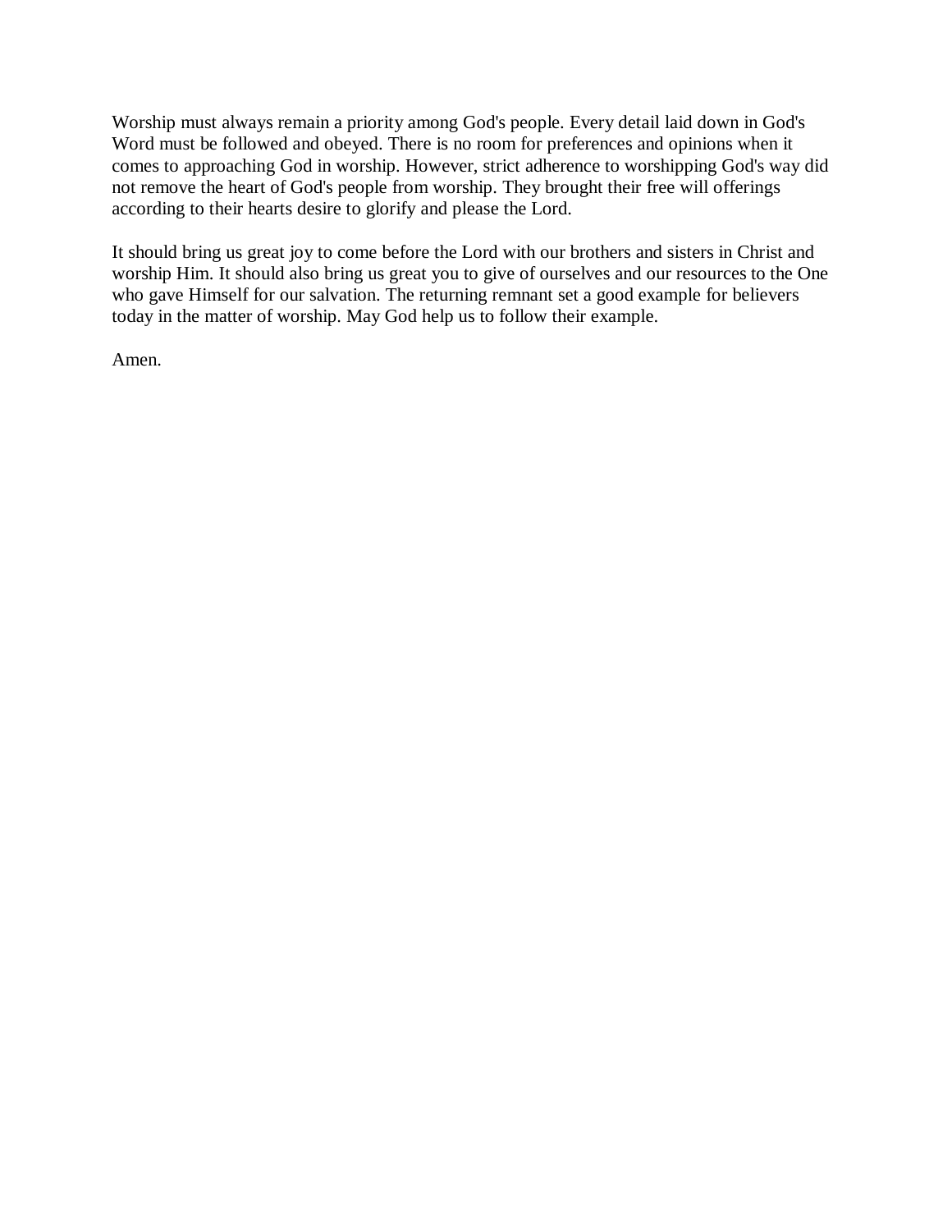Worship must always remain a priority among God's people. Every detail laid down in God's Word must be followed and obeyed. There is no room for preferences and opinions when it comes to approaching God in worship. However, strict adherence to worshipping God's way did not remove the heart of God's people from worship. They brought their free will offerings according to their hearts desire to glorify and please the Lord.

It should bring us great joy to come before the Lord with our brothers and sisters in Christ and worship Him. It should also bring us great you to give of ourselves and our resources to the One who gave Himself for our salvation. The returning remnant set a good example for believers today in the matter of worship. May God help us to follow their example.

Amen.